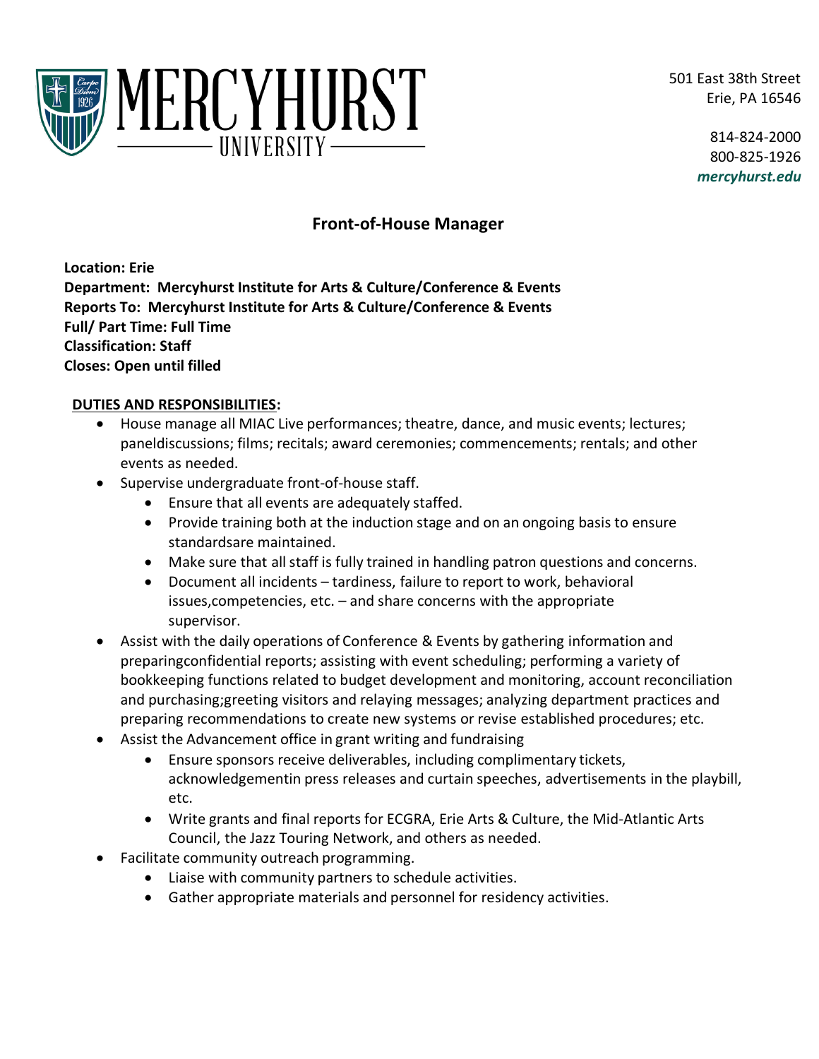MERCYHURST UNIVERSITY

501 East 38th Street
Erie, PA 16546

814-824-2000
800-825-1926
*mercyhurst.edu*

## Front-of-House Manager

**Location: Erie**
**Department: Mercyhurst Institute for Arts & Culture/Conference & Events**
**Reports To: Mercyhurst Institute for Arts & Culture/Conference & Events**
**Full/ Part Time: Full Time**
**Classification: Staff**
**Closes: Open until filled**

**DUTIES AND RESPONSIBILITIES:**

- House manage all MIAC Live performances; theatre, dance, and music events; lectures; paneldiscussions; films; recitals; award ceremonies; commencements; rentals; and other events as needed.
- Supervise undergraduate front-of-house staff.
    - Ensure that all events are adequately staffed.
    - Provide training both at the induction stage and on an ongoing basis to ensure standardsare maintained.
    - Make sure that all staff is fully trained in handling patron questions and concerns.
    - Document all incidents – tardiness, failure to report to work, behavioral issues,competencies, etc. – and share concerns with the appropriate supervisor.
- Assist with the daily operations of Conference & Events by gathering information and preparingconfidential reports; assisting with event scheduling; performing a variety of bookkeeping functions related to budget development and monitoring, account reconciliation and purchasing;greeting visitors and relaying messages; analyzing department practices and preparing recommendations to create new systems or revise established procedures; etc.
- Assist the Advancement office in grant writing and fundraising
    - Ensure sponsors receive deliverables, including complimentary tickets, acknowledgementin press releases and curtain speeches, advertisements in the playbill, etc.
    - Write grants and final reports for ECGRA, Erie Arts & Culture, the Mid-Atlantic Arts Council, the Jazz Touring Network, and others as needed.
- Facilitate community outreach programming.
    - Liaise with community partners to schedule activities.
    - Gather appropriate materials and personnel for residency activities.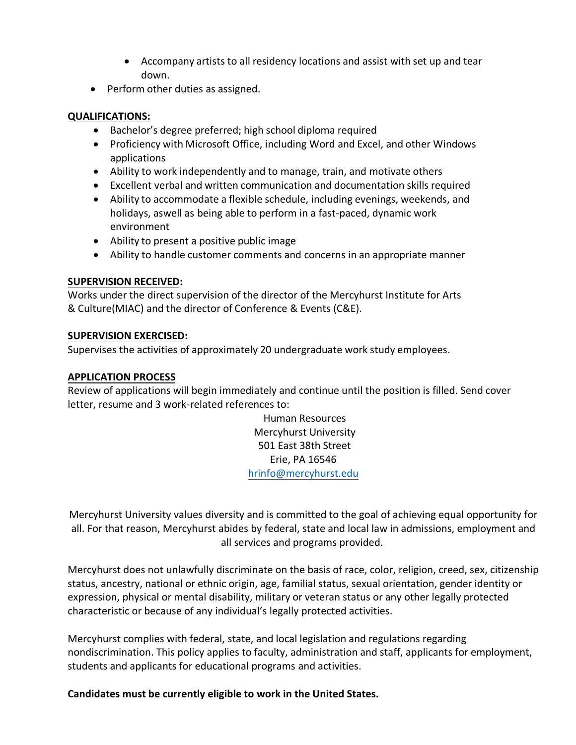- Accompany artists to all residency locations and assist with set up and tear down.
- Perform other duties as assigned.

**QUALIFICATIONS:**

- Bachelor's degree preferred; high school diploma required
- Proficiency with Microsoft Office, including Word and Excel, and other Windows applications
- Ability to work independently and to manage, train, and motivate others
- Excellent verbal and written communication and documentation skills required
- Ability to accommodate a flexible schedule, including evenings, weekends, and holidays, aswell as being able to perform in a fast-paced, dynamic work environment
- Ability to present a positive public image
- Ability to handle customer comments and concerns in an appropriate manner

**SUPERVISION RECEIVED:**

Works under the direct supervision of the director of the Mercyhurst Institute for Arts & Culture(MIAC) and the director of Conference & Events (C&E).

**SUPERVISION EXERCISED:**

Supervises the activities of approximately 20 undergraduate work study employees.

**APPLICATION PROCESS**

Review of applications will begin immediately and continue until the position is filled. Send cover letter, resume and 3 work-related references to:

Human Resources
Mercyhurst University
501 East 38th Street
Erie, PA 16546
hrinfo@mercyhurst.edu

Mercyhurst University values diversity and is committed to the goal of achieving equal opportunity for all. For that reason, Mercyhurst abides by federal, state and local law in admissions, employment and all services and programs provided.

Mercyhurst does not unlawfully discriminate on the basis of race, color, religion, creed, sex, citizenship status, ancestry, national or ethnic origin, age, familial status, sexual orientation, gender identity or expression, physical or mental disability, military or veteran status or any other legally protected characteristic or because of any individual's legally protected activities.

Mercyhurst complies with federal, state, and local legislation and regulations regarding nondiscrimination. This policy applies to faculty, administration and staff, applicants for employment, students and applicants for educational programs and activities.

**Candidates must be currently eligible to work in the United States.**